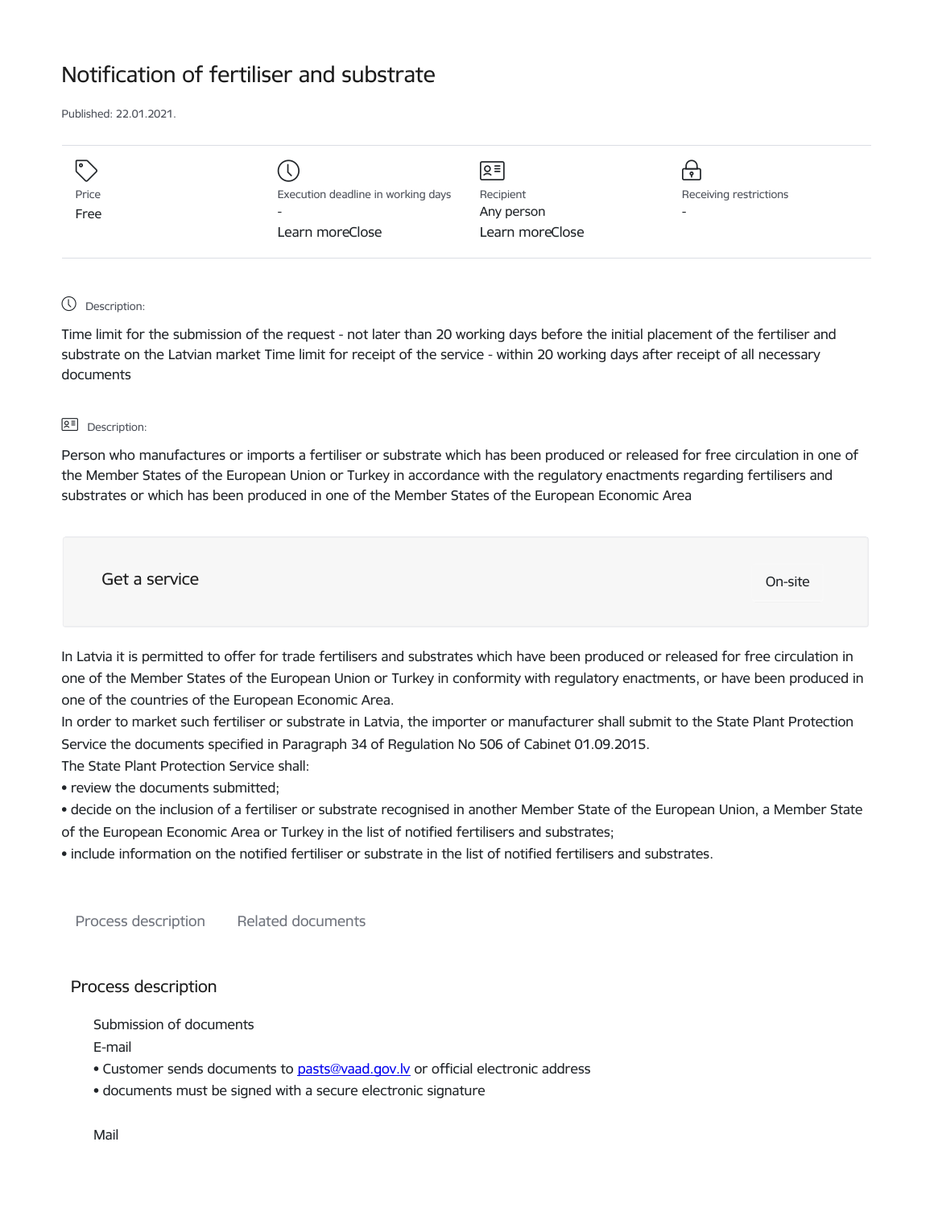# Notification of fertiliser and substrate

Published: 22.01.2021.

| Price | Execution deadline in working days | Recipient | Receiving restrictions |
|---|---|---|---|
| Free | - | Any person | - |
| | Learn moreClose | Learn moreClose | |

Description:

Time limit for the submission of the request - not later than 20 working days before the initial placement of the fertiliser and substrate on the Latvian market Time limit for receipt of the service - within 20 working days after receipt of all necessary documents

Description:

Person who manufactures or imports a fertiliser or substrate which has been produced or released for free circulation in one of the Member States of the European Union or Turkey in accordance with the regulatory enactments regarding fertilisers and substrates or which has been produced in one of the Member States of the European Economic Area

Get a service

On-site

In Latvia it is permitted to offer for trade fertilisers and substrates which have been produced or released for free circulation in one of the Member States of the European Union or Turkey in conformity with regulatory enactments, or have been produced in one of the countries of the European Economic Area.
In order to market such fertiliser or substrate in Latvia, the importer or manufacturer shall submit to the State Plant Protection Service the documents specified in Paragraph 34 of Regulation No 506 of Cabinet 01.09.2015.
The State Plant Protection Service shall:

- review the documents submitted;
- decide on the inclusion of a fertiliser or substrate recognised in another Member State of the European Union, a Member State of the European Economic Area or Turkey in the list of notified fertilisers and substrates;
- include information on the notified fertiliser or substrate in the list of notified fertilisers and substrates.

Process description    Related documents

## Process description

Submission of documents

E-mail

- Customer sends documents to pasts@vaad.gov.lv or official electronic address
- documents must be signed with a secure electronic signature

Mail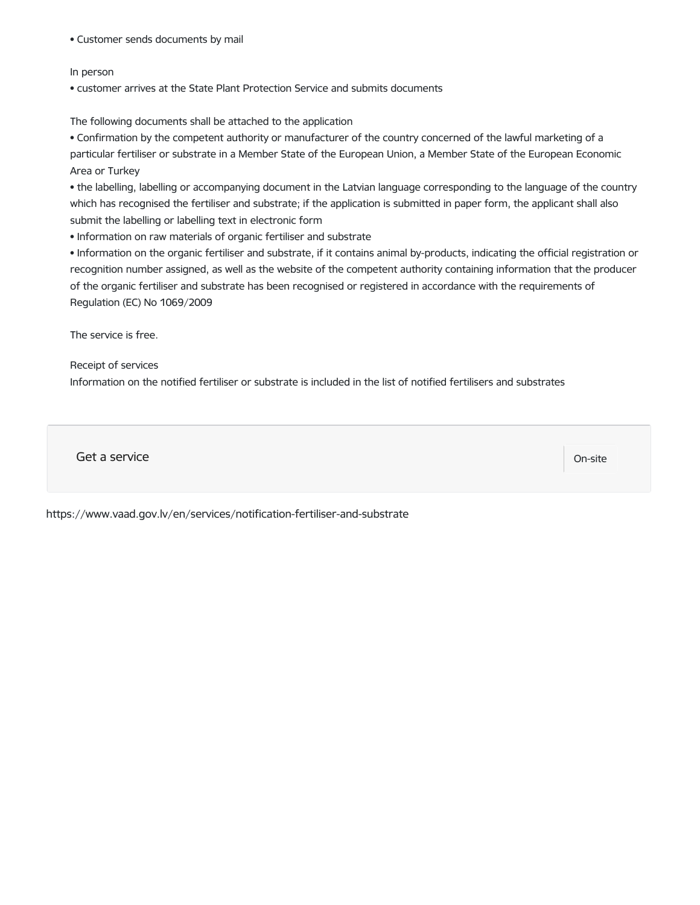• Customer sends documents by mail

In person

• customer arrives at the State Plant Protection Service and submits documents

The following documents shall be attached to the application

• Confirmation by the competent authority or manufacturer of the country concerned of the lawful marketing of a particular fertiliser or substrate in a Member State of the European Union, a Member State of the European Economic Area or Turkey
• the labelling, labelling or accompanying document in the Latvian language corresponding to the language of the country which has recognised the fertiliser and substrate; if the application is submitted in paper form, the applicant shall also submit the labelling or labelling text in electronic form
• Information on raw materials of organic fertiliser and substrate
• Information on the organic fertiliser and substrate, if it contains animal by-products, indicating the official registration or recognition number assigned, as well as the website of the competent authority containing information that the producer of the organic fertiliser and substrate has been recognised or registered in accordance with the requirements of Regulation (EC) No 1069/2009

The service is free.

Receipt of services

Information on the notified fertiliser or substrate is included in the list of notified fertilisers and substrates

Get a service

On-site

https://www.vaad.gov.lv/en/services/notification-fertiliser-and-substrate